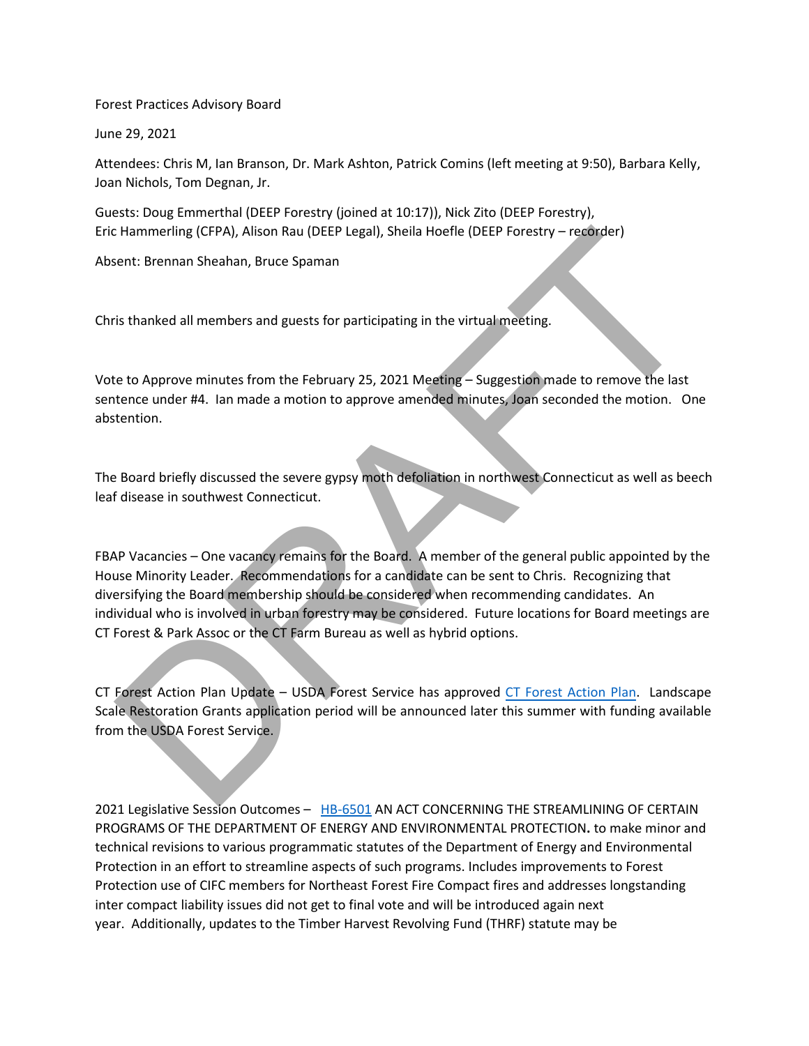Forest Practices Advisory Board

June 29, 2021

Attendees: Chris M, Ian Branson, Dr. Mark Ashton, Patrick Comins (left meeting at 9:50), Barbara Kelly, Joan Nichols, Tom Degnan, Jr.

Guests: Doug Emmerthal (DEEP Forestry (joined at 10:17)), Nick Zito (DEEP Forestry), Eric Hammerling (CFPA), Alison Rau (DEEP Legal), Sheila Hoefle (DEEP Forestry – recorder)

Absent: Brennan Sheahan, Bruce Spaman

Chris thanked all members and guests for participating in the virtual meeting.

Vote to Approve minutes from the February 25, 2021 Meeting – Suggestion made to remove the last sentence under #4. Ian made a motion to approve amended minutes, Joan seconded the motion. One abstention.

The Board briefly discussed the severe gypsy moth defoliation in northwest Connecticut as well as beech leaf disease in southwest Connecticut.

FBAP Vacancies – One vacancy remains for the Board. A member of the general public appointed by the House Minority Leader. Recommendations for a candidate can be sent to Chris. Recognizing that diversifying the Board membership should be considered when recommending candidates. An individual who is involved in urban forestry may be considered. Future locations for Board meetings are CT Forest & Park Assoc or the CT Farm Bureau as well as hybrid options.

CT Forest Action Plan Update – USDA Forest Service has approved [CT Forest Action Plan](). Landscape Scale Restoration Grants application period will be announced later this summer with funding available from the USDA Forest Service.

2021 Legislative Session Outcomes – [HB-6501]() AN ACT CONCERNING THE STREAMLINING OF CERTAIN PROGRAMS OF THE DEPARTMENT OF ENERGY AND ENVIRONMENTAL PROTECTION**.** to make minor and technical revisions to various programmatic statutes of the Department of Energy and Environmental Protection in an effort to streamline aspects of such programs. Includes improvements to Forest Protection use of CIFC members for Northeast Forest Fire Compact fires and addresses longstanding inter compact liability issues did not get to final vote and will be introduced again next year. Additionally, updates to the Timber Harvest Revolving Fund (THRF) statute may be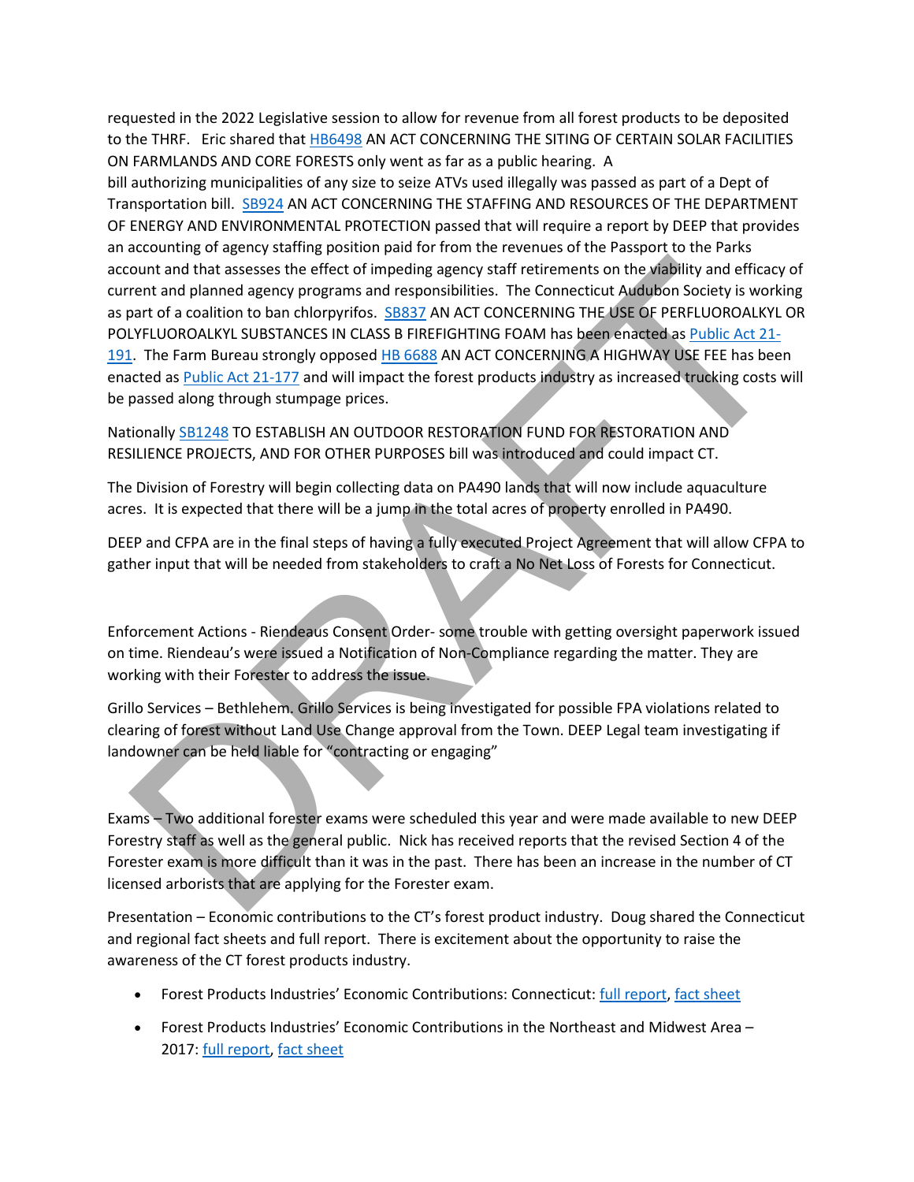requested in the 2022 Legislative session to allow for revenue from all forest products to be deposited to the THRF. Eric shared that HB6498 AN ACT CONCERNING THE SITING OF CERTAIN SOLAR FACILITIES ON FARMLANDS AND CORE FORESTS only went as far as a public hearing. A bill authorizing municipalities of any size to seize ATVs used illegally was passed as part of a Dept of Transportation bill. SB924 AN ACT CONCERNING THE STAFFING AND RESOURCES OF THE DEPARTMENT OF ENERGY AND ENVIRONMENTAL PROTECTION passed that will require a report by DEEP that provides an accounting of agency staffing position paid for from the revenues of the Passport to the Parks account and that assesses the effect of impeding agency staff retirements on the viability and efficacy of current and planned agency programs and responsibilities. The Connecticut Audubon Society is working as part of a coalition to ban chlorpyrifos. SB837 AN ACT CONCERNING THE USE OF PERFLUOROALKYL OR POLYFLUOROALKYL SUBSTANCES IN CLASS B FIREFIGHTING FOAM has been enacted as Public Act 21-191. The Farm Bureau strongly opposed HB 6688 AN ACT CONCERNING A HIGHWAY USE FEE has been enacted as Public Act 21-177 and will impact the forest products industry as increased trucking costs will be passed along through stumpage prices.

Nationally SB1248 TO ESTABLISH AN OUTDOOR RESTORATION FUND FOR RESTORATION AND RESILIENCE PROJECTS, AND FOR OTHER PURPOSES bill was introduced and could impact CT.

The Division of Forestry will begin collecting data on PA490 lands that will now include aquaculture acres. It is expected that there will be a jump in the total acres of property enrolled in PA490.

DEEP and CFPA are in the final steps of having a fully executed Project Agreement that will allow CFPA to gather input that will be needed from stakeholders to craft a No Net Loss of Forests for Connecticut.

Enforcement Actions - Riendeaus Consent Order- some trouble with getting oversight paperwork issued on time. Riendeau's were issued a Notification of Non-Compliance regarding the matter. They are working with their Forester to address the issue.

Grillo Services – Bethlehem. Grillo Services is being investigated for possible FPA violations related to clearing of forest without Land Use Change approval from the Town. DEEP Legal team investigating if landowner can be held liable for "contracting or engaging"

Exams – Two additional forester exams were scheduled this year and were made available to new DEEP Forestry staff as well as the general public. Nick has received reports that the revised Section 4 of the Forester exam is more difficult than it was in the past. There has been an increase in the number of CT licensed arborists that are applying for the Forester exam.

Presentation – Economic contributions to the CT's forest product industry. Doug shared the Connecticut and regional fact sheets and full report. There is excitement about the opportunity to raise the awareness of the CT forest products industry.

- Forest Products Industries' Economic Contributions: Connecticut: full report, fact sheet
- Forest Products Industries' Economic Contributions in the Northeast and Midwest Area – 2017: full report, fact sheet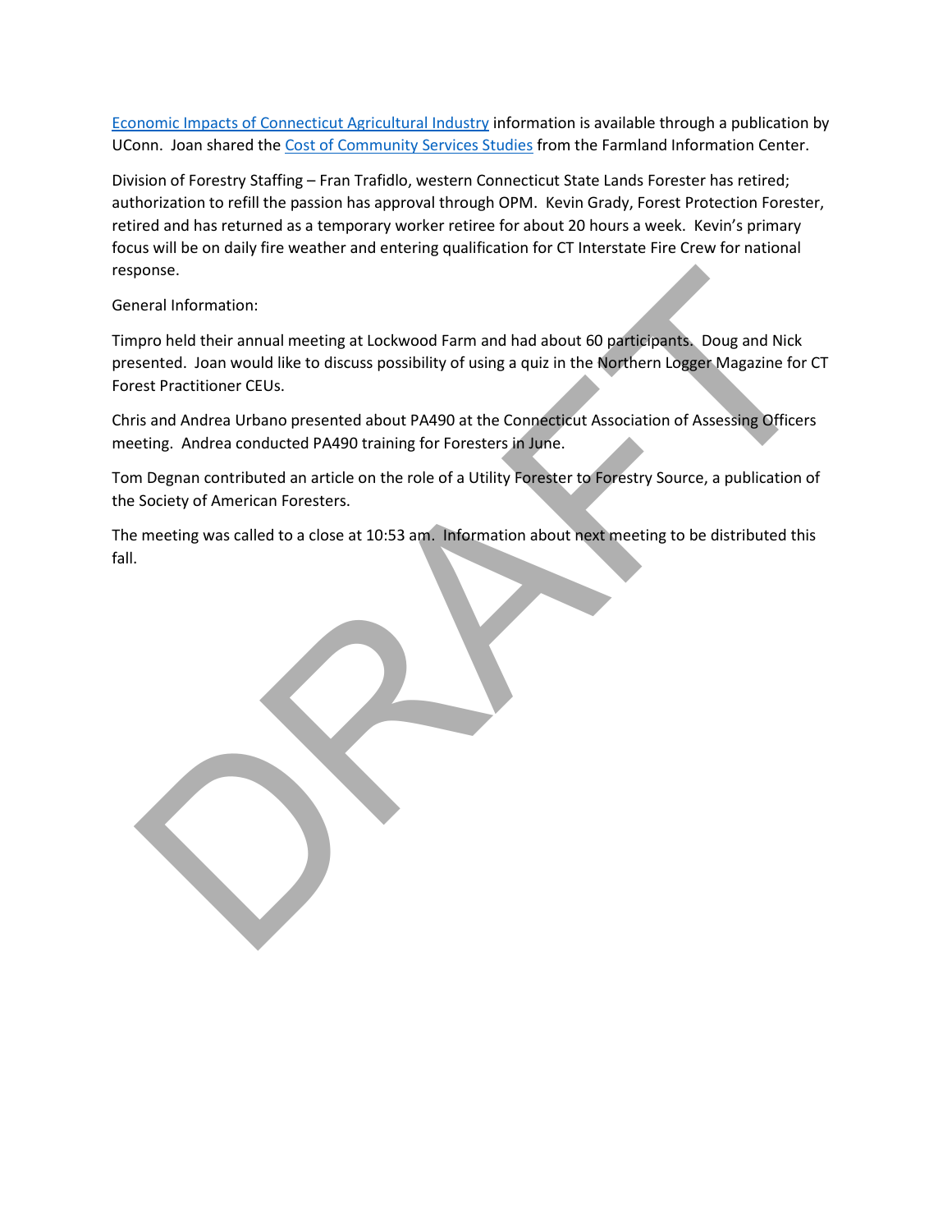[Economic Impacts of Connecticut Agricultural Industry] information is available through a publication by UConn. Joan shared the [Cost of Community Services Studies] from the Farmland Information Center.

Division of Forestry Staffing – Fran Trafidlo, western Connecticut State Lands Forester has retired; authorization to refill the passion has approval through OPM. Kevin Grady, Forest Protection Forester, retired and has returned as a temporary worker retiree for about 20 hours a week. Kevin's primary focus will be on daily fire weather and entering qualification for CT Interstate Fire Crew for national response.

General Information:

Timpro held their annual meeting at Lockwood Farm and had about 60 participants. Doug and Nick presented. Joan would like to discuss possibility of using a quiz in the Northern Logger Magazine for CT Forest Practitioner CEUs.

Chris and Andrea Urbano presented about PA490 at the Connecticut Association of Assessing Officers meeting. Andrea conducted PA490 training for Foresters in June.

Tom Degnan contributed an article on the role of a Utility Forester to Forestry Source, a publication of the Society of American Foresters.

The meeting was called to a close at 10:53 am. Information about next meeting to be distributed this fall.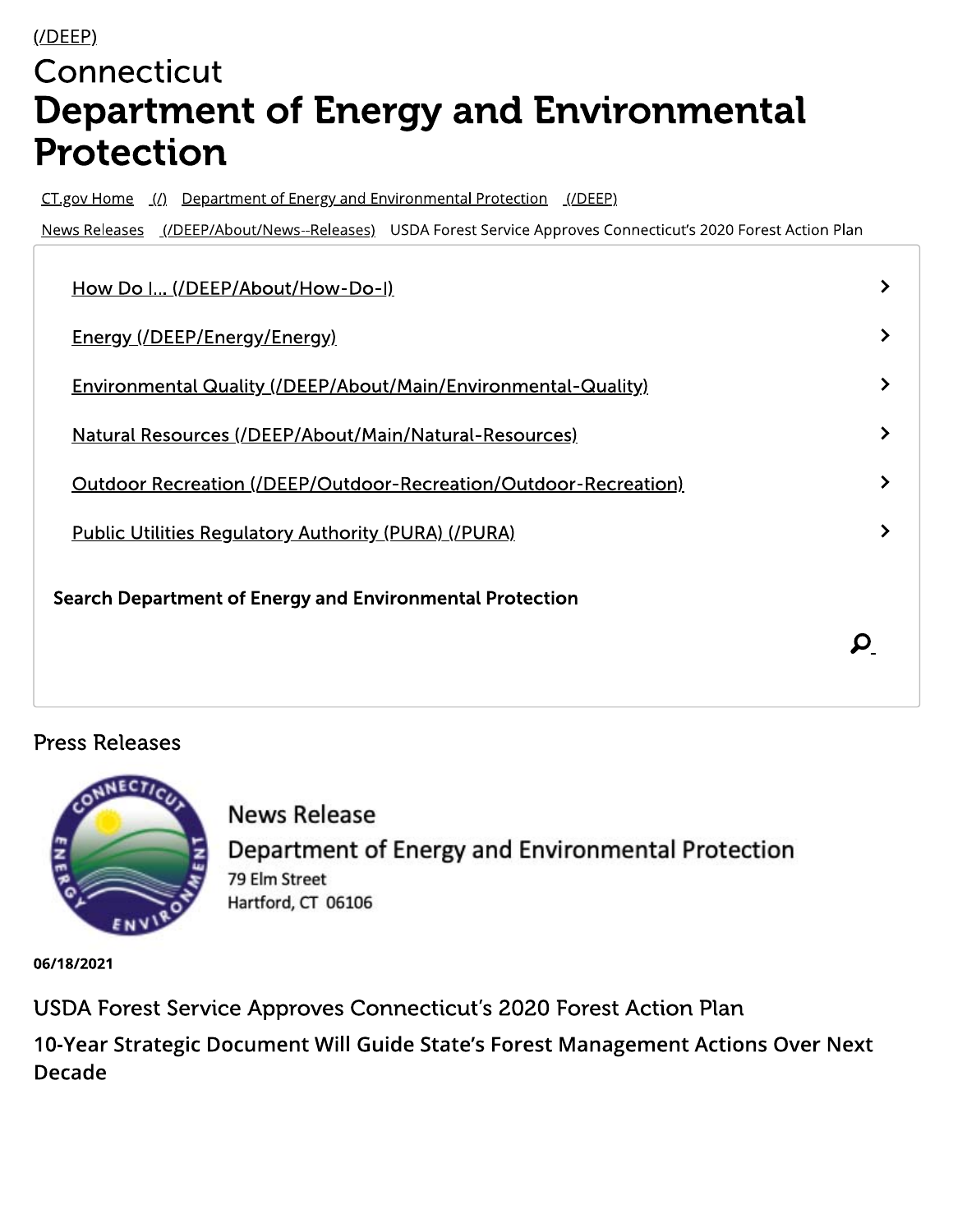(/DEEP)

# Connecticut
# Department of Energy and Environmental Protection

CT.gov Home (/) Department of Energy and Environmental Protection (/DEEP)

News Releases (/DEEP/About/News--Releases) USDA Forest Service Approves Connecticut's 2020 Forest Action Plan

- How Do I... (/DEEP/About/How-Do-I)
- Energy (/DEEP/Energy/Energy)
- Environmental Quality (/DEEP/About/Main/Environmental-Quality)
- Natural Resources (/DEEP/About/Main/Natural-Resources)
- Outdoor Recreation (/DEEP/Outdoor-Recreation/Outdoor-Recreation)
- Public Utilities Regulatory Authority (PURA) (/PURA)

**Search Department of Energy and Environmental Protection**

## Press Releases

News Release

Department of Energy and Environmental Protection

79 Elm Street

Hartford, CT 06106

**06/18/2021**

## USDA Forest Service Approves Connecticut's 2020 Forest Action Plan

### 10-Year Strategic Document Will Guide State's Forest Management Actions Over Next Decade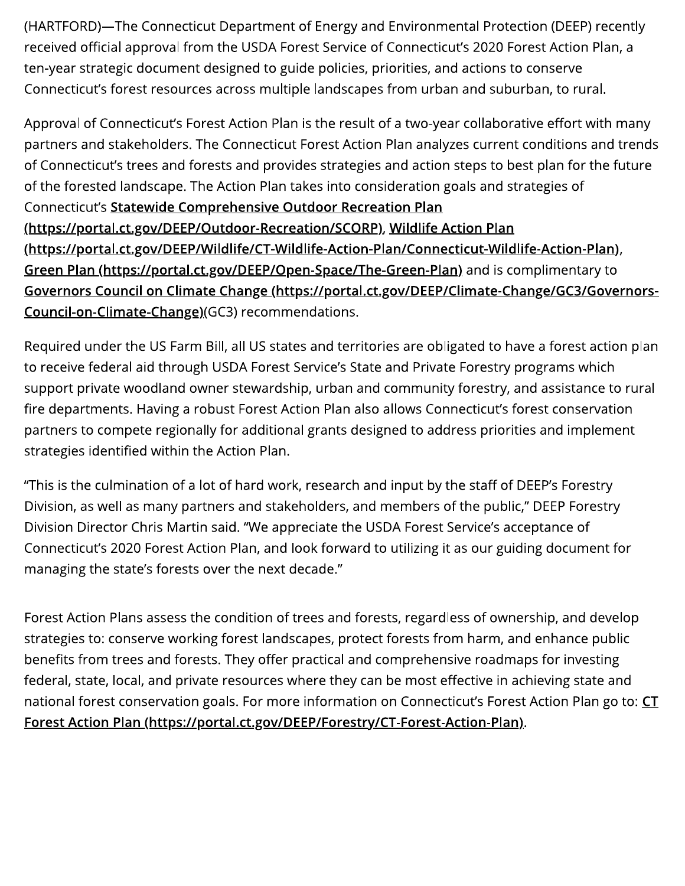(HARTFORD)—The Connecticut Department of Energy and Environmental Protection (DEEP) recently received official approval from the USDA Forest Service of Connecticut's 2020 Forest Action Plan, a ten-year strategic document designed to guide policies, priorities, and actions to conserve Connecticut's forest resources across multiple landscapes from urban and suburban, to rural.

Approval of Connecticut's Forest Action Plan is the result of a two-year collaborative effort with many partners and stakeholders. The Connecticut Forest Action Plan analyzes current conditions and trends of Connecticut's trees and forests and provides strategies and action steps to best plan for the future of the forested landscape. The Action Plan takes into consideration goals and strategies of Connecticut's **Statewide Comprehensive Outdoor Recreation Plan (https://portal.ct.gov/DEEP/Outdoor-Recreation/SCORP)**, **Wildlife Action Plan (https://portal.ct.gov/DEEP/Wildlife/CT-Wildlife-Action-Plan/Connecticut-Wildlife-Action-Plan)**, **Green Plan (https://portal.ct.gov/DEEP/Open-Space/The-Green-Plan)** and is complimentary to **Governors Council on Climate Change (https://portal.ct.gov/DEEP/Climate-Change/GC3/Governors-Council-on-Climate-Change)**(GC3) recommendations.

Required under the US Farm Bill, all US states and territories are obligated to have a forest action plan to receive federal aid through USDA Forest Service's State and Private Forestry programs which support private woodland owner stewardship, urban and community forestry, and assistance to rural fire departments. Having a robust Forest Action Plan also allows Connecticut's forest conservation partners to compete regionally for additional grants designed to address priorities and implement strategies identified within the Action Plan.

"This is the culmination of a lot of hard work, research and input by the staff of DEEP's Forestry Division, as well as many partners and stakeholders, and members of the public," DEEP Forestry Division Director Chris Martin said. "We appreciate the USDA Forest Service's acceptance of Connecticut's 2020 Forest Action Plan, and look forward to utilizing it as our guiding document for managing the state's forests over the next decade."

Forest Action Plans assess the condition of trees and forests, regardless of ownership, and develop strategies to: conserve working forest landscapes, protect forests from harm, and enhance public benefits from trees and forests. They offer practical and comprehensive roadmaps for investing federal, state, local, and private resources where they can be most effective in achieving state and national forest conservation goals. For more information on Connecticut's Forest Action Plan go to: **CT Forest Action Plan (https://portal.ct.gov/DEEP/Forestry/CT-Forest-Action-Plan)**.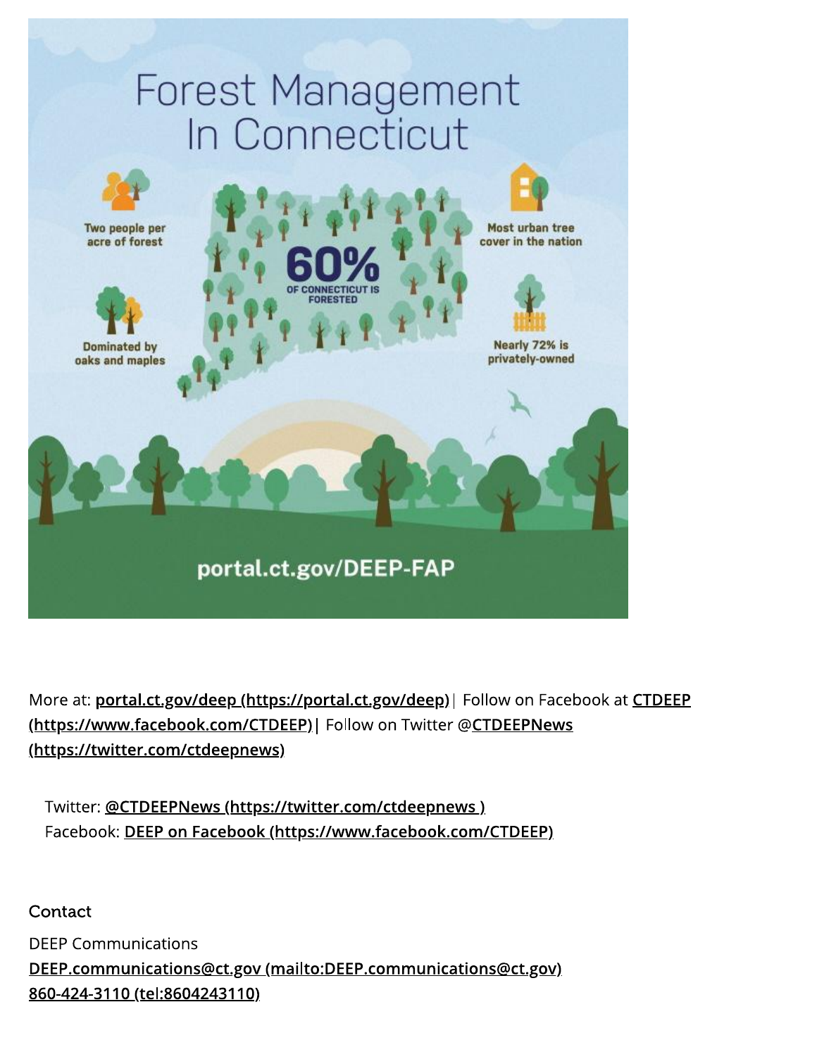Forest Management In Connecticut

Two people per acre of forest

Most urban tree cover in the nation

60% OF CONNECTICUT IS FORESTED

Dominated by oaks and maples

Nearly 72% is privately-owned

portal.ct.gov/DEEP-FAP

More at: **portal.ct.gov/deep (https://portal.ct.gov/deep)** | Follow on Facebook at **CTDEEP (https://www.facebook.com/CTDEEP)** | Follow on Twitter @**CTDEEPNews (https://twitter.com/ctdeepnews)**

Twitter: **@CTDEEPNews (https://twitter.com/ctdeepnews )**
Facebook: **DEEP on Facebook (https://www.facebook.com/CTDEEP)**

## Contact

DEEP Communications
DEEP.communications@ct.gov (mailto:DEEP.communications@ct.gov)
860-424-3110 (tel:8604243110)